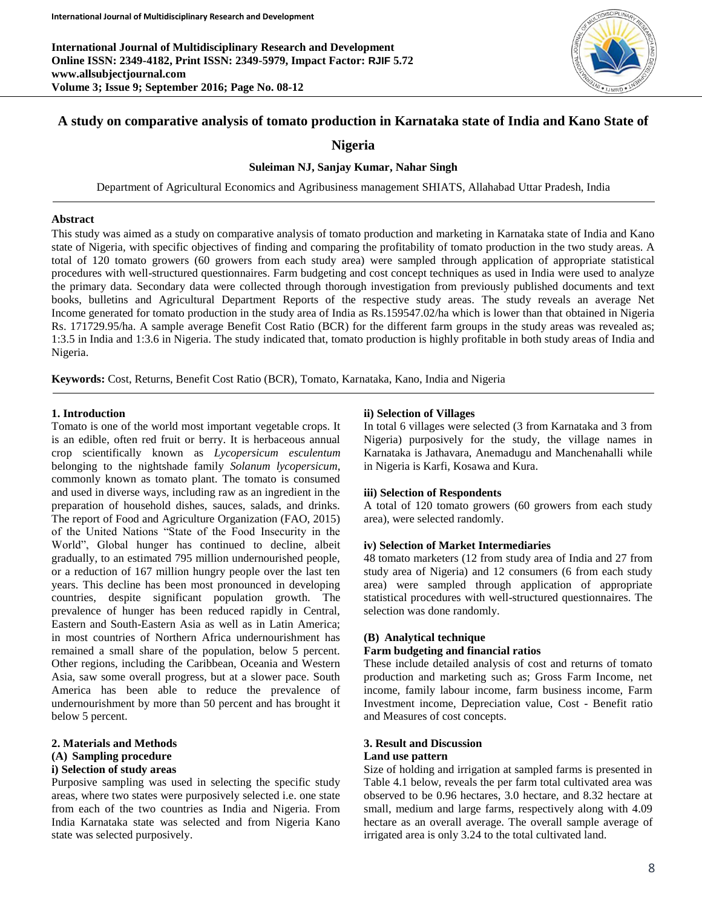# A study on comparative analysis of tomato production in Karnataka state of India and Kano State of Nigeria

**Suleiman NJ, Sanjay Kumar, Nahar Singh**

Department of Agricultural Economics and Agribusiness management SHIATS, Allahabad Uttar Pradesh, India

## Abstract

This study was aimed as a study on comparative analysis of tomato production and marketing in Karnataka state of India and Kano state of Nigeria, with specific objectives of finding and comparing the profitability of tomato production in the two study areas. A total of 120 tomato growers (60 growers from each study area) were sampled through application of appropriate statistical procedures with well-structured questionnaires. Farm budgeting and cost concept techniques as used in India were used to analyze the primary data. Secondary data were collected through thorough investigation from previously published documents and text books, bulletins and Agricultural Department Reports of the respective study areas. The study reveals an average Net Income generated for tomato production in the study area of India as Rs.159547.02/ha which is lower than that obtained in Nigeria Rs. 171729.95/ha. A sample average Benefit Cost Ratio (BCR) for the different farm groups in the study areas was revealed as; 1:3.5 in India and 1:3.6 in Nigeria. The study indicated that, tomato production is highly profitable in both study areas of India and Nigeria.

**Keywords:** Cost, Returns, Benefit Cost Ratio (BCR), Tomato, Karnataka, Kano, India and Nigeria

## 1. Introduction

Tomato is one of the world most important vegetable crops. It is an edible, often red fruit or berry. It is herbaceous annual crop scientifically known as *Lycopersicum esculentum* belonging to the nightshade family *Solanum lycopersicum*, commonly known as tomato plant. The tomato is consumed and used in diverse ways, including raw as an ingredient in the preparation of household dishes, sauces, salads, and drinks. The report of Food and Agriculture Organization (FAO, 2015) of the United Nations "State of the Food Insecurity in the World", Global hunger has continued to decline, albeit gradually, to an estimated 795 million undernourished people, or a reduction of 167 million hungry people over the last ten years. This decline has been most pronounced in developing countries, despite significant population growth. The prevalence of hunger has been reduced rapidly in Central, Eastern and South-Eastern Asia as well as in Latin America; in most countries of Northern Africa undernourishment has remained a small share of the population, below 5 percent. Other regions, including the Caribbean, Oceania and Western Asia, saw some overall progress, but at a slower pace. South America has been able to reduce the prevalence of undernourishment by more than 50 percent and has brought it below 5 percent.

## 2. Materials and Methods

### (A) Sampling procedure

#### i) Selection of study areas

Purposive sampling was used in selecting the specific study areas, where two states were purposively selected i.e. one state from each of the two countries as India and Nigeria. From India Karnataka state was selected and from Nigeria Kano state was selected purposively.

#### ii) Selection of Villages

In total 6 villages were selected (3 from Karnataka and 3 from Nigeria) purposively for the study, the village names in Karnataka is Jathavara, Anemadugu and Manchenahalli while in Nigeria is Karfi, Kosawa and Kura.

#### iii) Selection of Respondents

A total of 120 tomato growers (60 growers from each study area), were selected randomly.

#### iv) Selection of Market Intermediaries

48 tomato marketers (12 from study area of India and 27 from study area of Nigeria) and 12 consumers (6 from each study area) were sampled through application of appropriate statistical procedures with well-structured questionnaires. The selection was done randomly.

### (B) Analytical technique

#### Farm budgeting and financial ratios

These include detailed analysis of cost and returns of tomato production and marketing such as; Gross Farm Income, net income, family labour income, farm business income, Farm Investment income, Depreciation value, Cost - Benefit ratio and Measures of cost concepts.

## 3. Result and Discussion

### Land use pattern

Size of holding and irrigation at sampled farms is presented in Table 4.1 below, reveals the per farm total cultivated area was observed to be 0.96 hectares, 3.0 hectare, and 8.32 hectare at small, medium and large farms, respectively along with 4.09 hectare as an overall average. The overall sample average of irrigated area is only 3.24 to the total cultivated land.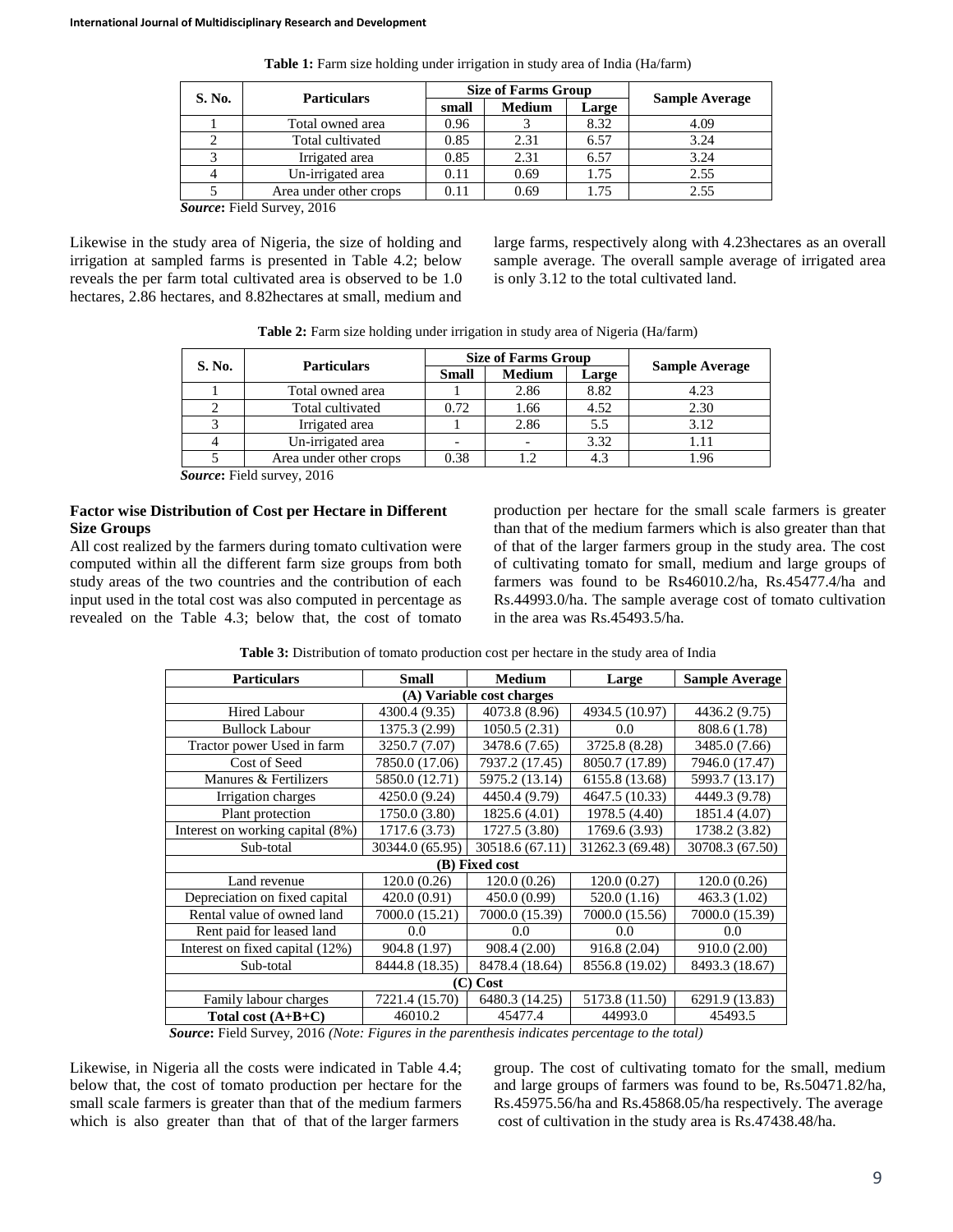**Table 1:** Farm size holding under irrigation in study area of India (Ha/farm)

| S. No. | Particulars | Size of Farms Group | | | Sample Average |
|---|---|---|---|---|---|
| | | small | Medium | Large | |
| 1 | Total owned area | 0.96 | 3 | 8.32 | 4.09 |
| 2 | Total cultivated | 0.85 | 2.31 | 6.57 | 3.24 |
| 3 | Irrigated area | 0.85 | 2.31 | 6.57 | 3.24 |
| 4 | Un-irrigated area | 0.11 | 0.69 | 1.75 | 2.55 |
| 5 | Area under other crops | 0.11 | 0.69 | 1.75 | 2.55 |

***Source*:** Field Survey, 2016

Likewise in the study area of Nigeria, the size of holding and irrigation at sampled farms is presented in Table 4.2; below reveals the per farm total cultivated area is observed to be 1.0 hectares, 2.86 hectares, and 8.82hectares at small, medium and large farms, respectively along with 4.23hectares as an overall sample average. The overall sample average of irrigated area is only 3.12 to the total cultivated land.

**Table 2:** Farm size holding under irrigation in study area of Nigeria (Ha/farm)

| S. No. | Particulars | Size of Farms Group | | | Sample Average |
|---|---|---|---|---|---|
| | | Small | Medium | Large | |
| 1 | Total owned area | 1 | 2.86 | 8.82 | 4.23 |
| 2 | Total cultivated | 0.72 | 1.66 | 4.52 | 2.30 |
| 3 | Irrigated area | 1 | 2.86 | 5.5 | 3.12 |
| 4 | Un-irrigated area | - | - | 3.32 | 1.11 |
| 5 | Area under other crops | 0.38 | 1.2 | 4.3 | 1.96 |

***Source*:** Field survey, 2016

### Factor wise Distribution of Cost per Hectare in Different Size Groups

All cost realized by the farmers during tomato cultivation were computed within all the different farm size groups from both study areas of the two countries and the contribution of each input used in the total cost was also computed in percentage as revealed on the Table 4.3; below that, the cost of tomato production per hectare for the small scale farmers is greater than that of the medium farmers which is also greater than that of of that of the larger farmers group in the study area. The cost of cultivating tomato for small, medium and large groups of farmers was found to be Rs46010.2/ha, Rs.45477.4/ha and Rs.44993.0/ha. The sample average cost of tomato cultivation in the area was Rs.45493.5/ha.

**Table 3:** Distribution of tomato production cost per hectare in the study area of India

| Particulars | Small | Medium | Large | Sample Average |
|---|---|---|---|---|
| **(A) Variable cost charges** | | | | |
| Hired Labour | 4300.4 (9.35) | 4073.8 (8.96) | 4934.5 (10.97) | 4436.2 (9.75) |
| Bullock Labour | 1375.3 (2.99) | 1050.5 (2.31) | 0.0 | 808.6 (1.78) |
| Tractor power Used in farm | 3250.7 (7.07) | 3478.6 (7.65) | 3725.8 (8.28) | 3485.0 (7.66) |
| Cost of Seed | 7850.0 (17.06) | 7937.2 (17.45) | 8050.7 (17.89) | 7946.0 (17.47) |
| Manures & Fertilizers | 5850.0 (12.71) | 5975.2 (13.14) | 6155.8 (13.68) | 5993.7 (13.17) |
| Irrigation charges | 4250.0 (9.24) | 4450.4 (9.79) | 4647.5 (10.33) | 4449.3 (9.78) |
| Plant protection | 1750.0 (3.80) | 1825.6 (4.01) | 1978.5 (4.40) | 1851.4 (4.07) |
| Interest on working capital (8%) | 1717.6 (3.73) | 1727.5 (3.80) | 1769.6 (3.93) | 1738.2 (3.82) |
| Sub-total | 30344.0 (65.95) | 30518.6 (67.11) | 31262.3 (69.48) | 30708.3 (67.50) |
| **(B) Fixed cost** | | | | |
| Land revenue | 120.0 (0.26) | 120.0 (0.26) | 120.0 (0.27) | 120.0 (0.26) |
| Depreciation on fixed capital | 420.0 (0.91) | 450.0 (0.99) | 520.0 (1.16) | 463.3 (1.02) |
| Rental value of owned land | 7000.0 (15.21) | 7000.0 (15.39) | 7000.0 (15.56) | 7000.0 (15.39) |
| Rent paid for leased land | 0.0 | 0.0 | 0.0 | 0.0 |
| Interest on fixed capital (12%) | 904.8 (1.97) | 908.4 (2.00) | 916.8 (2.04) | 910.0 (2.00) |
| Sub-total | 8444.8 (18.35) | 8478.4 (18.64) | 8556.8 (19.02) | 8493.3 (18.67) |
| **(C) Cost** | | | | |
| Family labour charges | 7221.4 (15.70) | 6480.3 (14.25) | 5173.8 (11.50) | 6291.9 (13.83) |
| **Total cost (A+B+C)** | 46010.2 | 45477.4 | 44993.0 | 45493.5 |

***Source*:** Field Survey, 2016 *(Note: Figures in the parenthesis indicates percentage to the total)*

Likewise, in Nigeria all the costs were indicated in Table 4.4; below that, the cost of tomato production per hectare for the small scale farmers is greater than that of the medium farmers which is also greater than that of that of the larger farmers group. The cost of cultivating tomato for the small, medium and large groups of farmers was found to be, Rs.50471.82/ha, Rs.45975.56/ha and Rs.45868.05/ha respectively. The average cost of cultivation in the study area is Rs.47438.48/ha.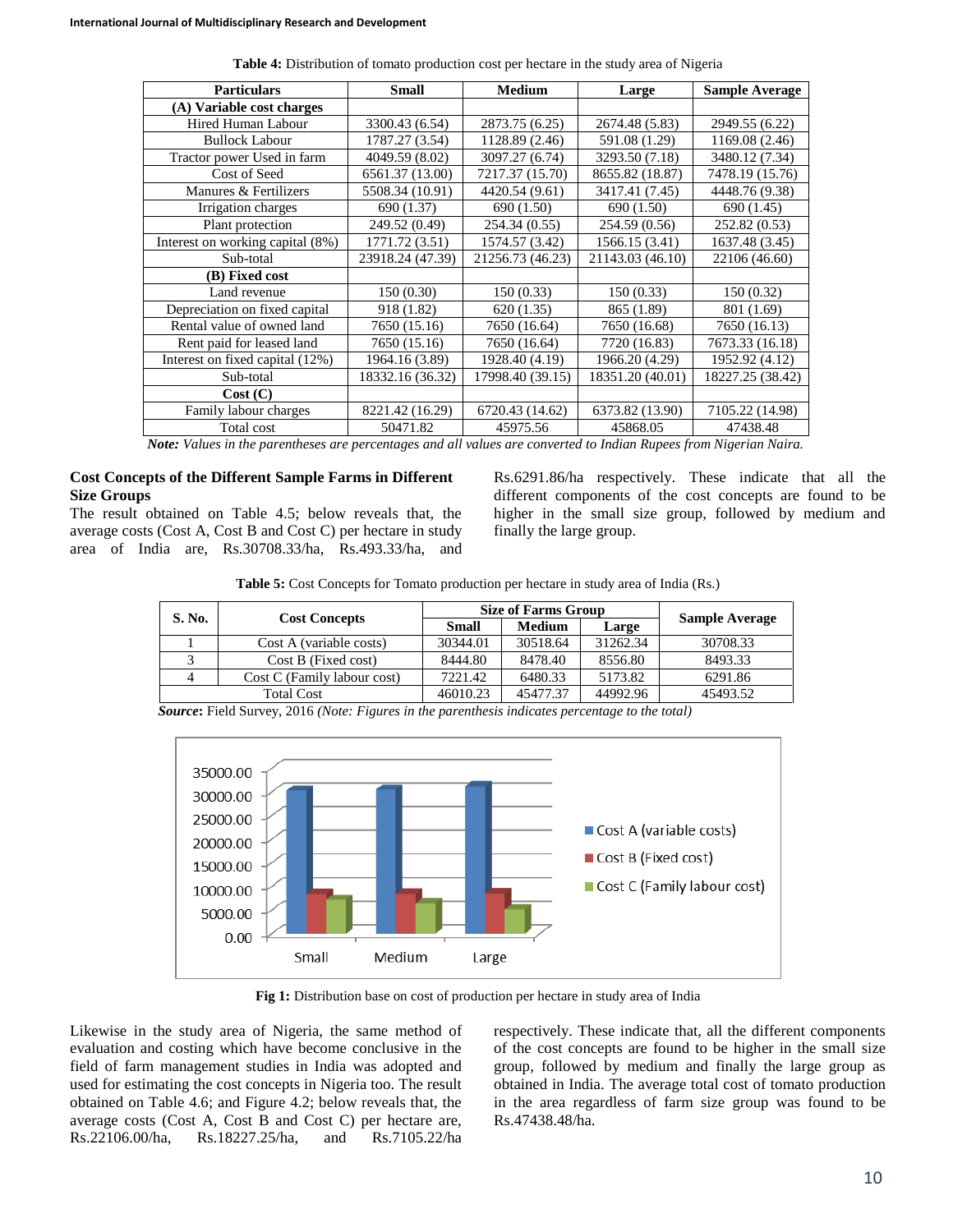**Table 4:** Distribution of tomato production cost per hectare in the study area of Nigeria

| Particulars | Small | Medium | Large | Sample Average |
|---|---|---|---|---|
| **(A) Variable cost charges** | | | | |
| Hired Human Labour | 3300.43 (6.54) | 2873.75 (6.25) | 2674.48 (5.83) | 2949.55 (6.22) |
| Bullock Labour | 1787.27 (3.54) | 1128.89 (2.46) | 591.08 (1.29) | 1169.08 (2.46) |
| Tractor power Used in farm | 4049.59 (8.02) | 3097.27 (6.74) | 3293.50 (7.18) | 3480.12 (7.34) |
| Cost of Seed | 6561.37 (13.00) | 7217.37 (15.70) | 8655.82 (18.87) | 7478.19 (15.76) |
| Manures & Fertilizers | 5508.34 (10.91) | 4420.54 (9.61) | 3417.41 (7.45) | 4448.76 (9.38) |
| Irrigation charges | 690 (1.37) | 690 (1.50) | 690 (1.50) | 690 (1.45) |
| Plant protection | 249.52 (0.49) | 254.34 (0.55) | 254.59 (0.56) | 252.82 (0.53) |
| Interest on working capital (8%) | 1771.72 (3.51) | 1574.57 (3.42) | 1566.15 (3.41) | 1637.48 (3.45) |
| Sub-total | 23918.24 (47.39) | 21256.73 (46.23) | 21143.03 (46.10) | 22106 (46.60) |
| **(B) Fixed cost** | | | | |
| Land revenue | 150 (0.30) | 150 (0.33) | 150 (0.33) | 150 (0.32) |
| Depreciation on fixed capital | 918 (1.82) | 620 (1.35) | 865 (1.89) | 801 (1.69) |
| Rental value of owned land | 7650 (15.16) | 7650 (16.64) | 7650 (16.68) | 7650 (16.13) |
| Rent paid for leased land | 7650 (15.16) | 7650 (16.64) | 7720 (16.83) | 7673.33 (16.18) |
| Interest on fixed capital (12%) | 1964.16 (3.89) | 1928.40 (4.19) | 1966.20 (4.29) | 1952.92 (4.12) |
| Sub-total | 18332.16 (36.32) | 17998.40 (39.15) | 18351.20 (40.01) | 18227.25 (38.42) |
| **Cost (C)** | | | | |
| Family labour charges | 8221.42 (16.29) | 6720.43 (14.62) | 6373.82 (13.90) | 7105.22 (14.98) |
| Total cost | 50471.82 | 45975.56 | 45868.05 | 47438.48 |

***Note:*** *Values in the parentheses are percentages and all values are converted to Indian Rupees from Nigerian Naira.*

### Cost Concepts of the Different Sample Farms in Different Size Groups

The result obtained on Table 4.5; below reveals that, the average costs (Cost A, Cost B and Cost C) per hectare in study area of India are, Rs.30708.33/ha, Rs.493.33/ha, and Rs.6291.86/ha respectively. These indicate that all the different components of the cost concepts are found to be higher in the small size group, followed by medium and finally the large group.

**Table 5:** Cost Concepts for Tomato production per hectare in study area of India (Rs.)

| S. No. | Cost Concepts | Size of Farms Group | | | Sample Average |
|---|---|---|---|---|---|
| | | Small | Medium | Large | |
| 1 | Cost A (variable costs) | 30344.01 | 30518.64 | 31262.34 | 30708.33 |
| 3 | Cost B (Fixed cost) | 8444.80 | 8478.40 | 8556.80 | 8493.33 |
| 4 | Cost C (Family labour cost) | 7221.42 | 6480.33 | 5173.82 | 6291.86 |
| Total Cost | | 46010.23 | 45477.37 | 44992.96 | 45493.52 |

***Source*****:** Field Survey, 2016 *(Note: Figures in the parenthesis indicates percentage to the total)*

**Fig 1:** Distribution base on cost of production per hectare in study area of India

Likewise in the study area of Nigeria, the same method of evaluation and costing which have become conclusive in the field of farm management studies in India was adopted and used for estimating the cost concepts in Nigeria too. The result obtained on Table 4.6; and Figure 4.2; below reveals that, the average costs (Cost A, Cost B and Cost C) per hectare are, Rs.22106.00/ha, Rs.18227.25/ha, and Rs.7105.22/ha respectively. These indicate that, all the different components of the cost concepts are found to be higher in the small size group, followed by medium and finally the large group as obtained in India. The average total cost of tomato production in the area regardless of farm size group was found to be Rs.47438.48/ha.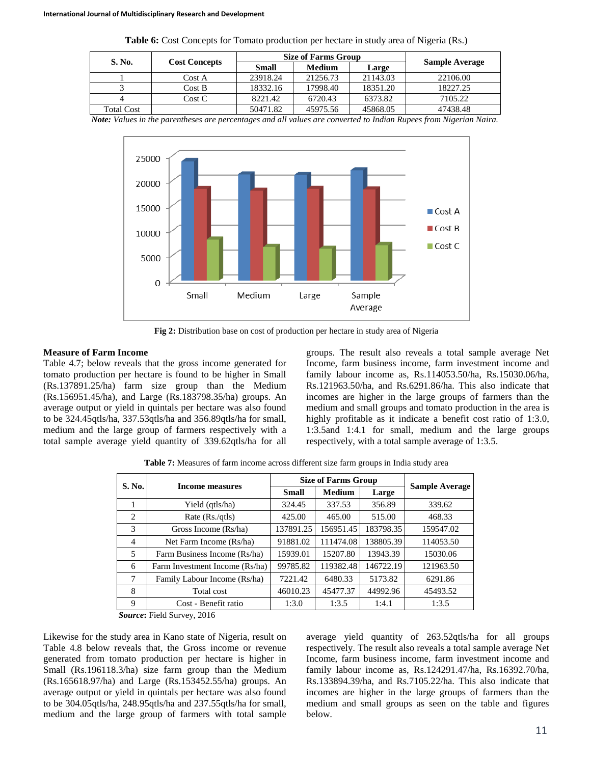**Table 6:** Cost Concepts for Tomato production per hectare in study area of Nigeria (Rs.)

| S. No. | Cost Concepts | Size of Farms Group | | | Sample Average |
|---|---|---|---|---|---|
| | | Small | Medium | Large | |
| 1 | Cost A | 23918.24 | 21256.73 | 21143.03 | 22106.00 |
| 3 | Cost B | 18332.16 | 17998.40 | 18351.20 | 18227.25 |
| 4 | Cost C | 8221.42 | 6720.43 | 6373.82 | 7105.22 |
| Total Cost | | 50471.82 | 45975.56 | 45868.05 | 47438.48 |

***Note:*** *Values in the parentheses are percentages and all values are converted to Indian Rupees from Nigerian Naira.*

**Fig 2:** Distribution base on cost of production per hectare in study area of Nigeria

### Measure of Farm Income

Table 4.7; below reveals that the gross income generated for tomato production per hectare is found to be higher in Small (Rs.137891.25/ha) farm size group than the Medium (Rs.156951.45/ha), and Large (Rs.183798.35/ha) groups. An average output or yield in quintals per hectare was also found to be 324.45qtls/ha, 337.53qtls/ha and 356.89qtls/ha for small, medium and the large group of farmers respectively with a total sample average yield quantity of 339.62qtls/ha for all groups. The result also reveals a total sample average Net Income, farm business income, farm investment income and family labour income as, Rs.114053.50/ha, Rs.15030.06/ha, Rs.121963.50/ha, and Rs.6291.86/ha. This also indicate that incomes are higher in the large groups of farmers than the medium and small groups and tomato production in the area is highly profitable as it indicate a benefit cost ratio of 1:3.0, 1:3.5and 1:4.1 for small, medium and the large groups respectively, with a total sample average of 1:3.5.

**Table 7:** Measures of farm income across different size farm groups in India study area

| S. No. | Income measures | Size of Farms Group | | | Sample Average |
|---|---|---|---|---|---|
| | | Small | Medium | Large | |
| 1 | Yield (qtls/ha) | 324.45 | 337.53 | 356.89 | 339.62 |
| 2 | Rate (Rs./qtls) | 425.00 | 465.00 | 515.00 | 468.33 |
| 3 | Gross Income (Rs/ha) | 137891.25 | 156951.45 | 183798.35 | 159547.02 |
| 4 | Net Farm Income (Rs/ha) | 91881.02 | 111474.08 | 138805.39 | 114053.50 |
| 5 | Farm Business Income (Rs/ha) | 15939.01 | 15207.80 | 13943.39 | 15030.06 |
| 6 | Farm Investment Income (Rs/ha) | 99785.82 | 119382.48 | 146722.19 | 121963.50 |
| 7 | Family Labour Income (Rs/ha) | 7221.42 | 6480.33 | 5173.82 | 6291.86 |
| 8 | Total cost | 46010.23 | 45477.37 | 44992.96 | 45493.52 |
| 9 | Cost - Benefit ratio | 1:3.0 | 1:3.5 | 1:4.1 | 1:3.5 |

***Source*:** Field Survey, 2016

Likewise for the study area in Kano state of Nigeria, result on Table 4.8 below reveals that, the Gross income or revenue generated from tomato production per hectare is higher in Small (Rs.196118.3/ha) size farm group than the Medium (Rs.165618.97/ha) and Large (Rs.153452.55/ha) groups. An average output or yield in quintals per hectare was also found to be 304.05qtls/ha, 248.95qtls/ha and 237.55qtls/ha for small, medium and the large group of farmers with total sample average yield quantity of 263.52qtls/ha for all groups respectively. The result also reveals a total sample average Net Income, farm business income, farm investment income and family labour income as, Rs.124291.47/ha, Rs.16392.70/ha, Rs.133894.39/ha, and Rs.7105.22/ha. This also indicate that incomes are higher in the large groups of farmers than the medium and small groups as seen on the table and figures below.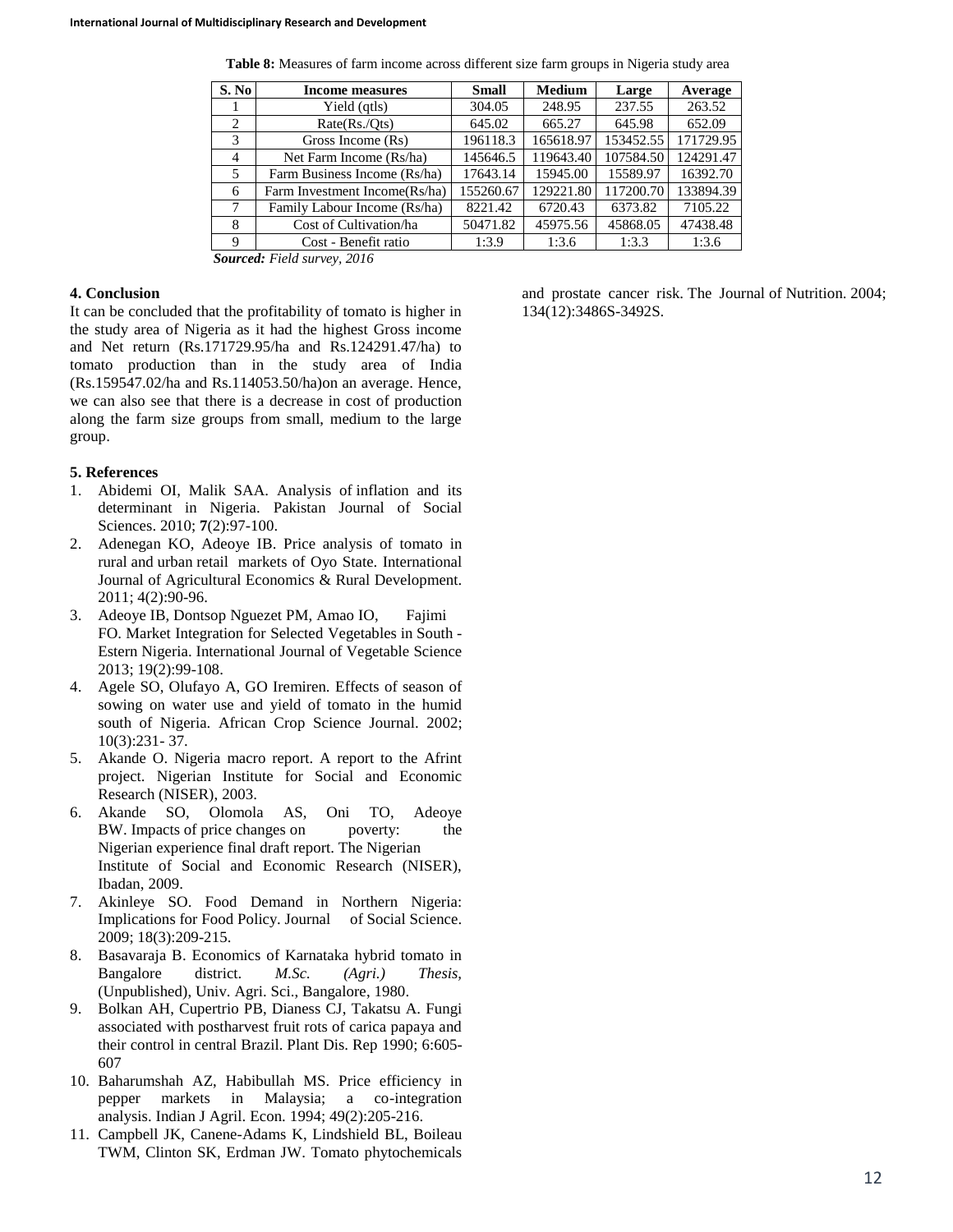**Table 8:** Measures of farm income across different size farm groups in Nigeria study area

| S. No | Income measures | Small | Medium | Large | Average |
|---|---|---|---|---|---|
| 1 | Yield (qtls) | 304.05 | 248.95 | 237.55 | 263.52 |
| 2 | Rate(Rs./Qts) | 645.02 | 665.27 | 645.98 | 652.09 |
| 3 | Gross Income (Rs) | 196118.3 | 165618.97 | 153452.55 | 171729.95 |
| 4 | Net Farm Income (Rs/ha) | 145646.5 | 119643.40 | 107584.50 | 124291.47 |
| 5 | Farm Business Income (Rs/ha) | 17643.14 | 15945.00 | 15589.97 | 16392.70 |
| 6 | Farm Investment Income(Rs/ha) | 155260.67 | 129221.80 | 117200.70 | 133894.39 |
| 7 | Family Labour Income (Rs/ha) | 8221.42 | 6720.43 | 6373.82 | 7105.22 |
| 8 | Cost of Cultivation/ha | 50471.82 | 45975.56 | 45868.05 | 47438.48 |
| 9 | Cost - Benefit ratio | 1:3.9 | 1:3.6 | 1:3.3 | 1:3.6 |

***Sourced:*** *Field survey, 2016*

## 4. Conclusion

It can be concluded that the profitability of tomato is higher in the study area of Nigeria as it had the highest Gross income and Net return (Rs.171729.95/ha and Rs.124291.47/ha) to tomato production than in the study area of India (Rs.159547.02/ha and Rs.114053.50/ha)on an average. Hence, we can also see that there is a decrease in cost of production along the farm size groups from small, medium to the large group.

## 5. References

1. Abidemi OI, Malik SAA. Analysis of inflation and its determinant in Nigeria. Pakistan Journal of Social Sciences. 2010; **7**(2):97-100.
2. Adenegan KO, Adeoye IB. Price analysis of tomato in rural and urban retail markets of Oyo State. International Journal of Agricultural Economics & Rural Development. 2011; 4(2):90-96.
3. Adeoye IB, Dontsop Nguezet PM, Amao IO, Fajimi FO. Market Integration for Selected Vegetables in South - Estern Nigeria. International Journal of Vegetable Science 2013; 19(2):99-108.
4. Agele SO, Olufayo A, GO Iremiren. Effects of season of sowing on water use and yield of tomato in the humid south of Nigeria. African Crop Science Journal. 2002; 10(3):231- 37.
5. Akande O. Nigeria macro report. A report to the Afrint project. Nigerian Institute for Social and Economic Research (NISER), 2003.
6. Akande SO, Olomola AS, Oni TO, Adeoye BW. Impacts of price changes on poverty: the Nigerian experience final draft report. The Nigerian Institute of Social and Economic Research (NISER), Ibadan, 2009.
7. Akinleye SO. Food Demand in Northern Nigeria: Implications for Food Policy. Journal of Social Science. 2009; 18(3):209-215.
8. Basavaraja B. Economics of Karnataka hybrid tomato in Bangalore district. *M.Sc. (Agri.) Thesis*, (Unpublished), Univ. Agri. Sci., Bangalore, 1980.
9. Bolkan AH, Cupertrio PB, Dianess CJ, Takatsu A. Fungi associated with postharvest fruit rots of carica papaya and their control in central Brazil. Plant Dis. Rep 1990; 6:605-607
10. Baharumshah AZ, Habibullah MS. Price efficiency in pepper markets in Malaysia; a co-integration analysis. Indian J Agril. Econ. 1994; 49(2):205-216.
11. Campbell JK, Canene-Adams K, Lindshield BL, Boileau TWM, Clinton SK, Erdman JW. Tomato phytochemicals and prostate cancer risk. The Journal of Nutrition. 2004; 134(12):3486S-3492S.